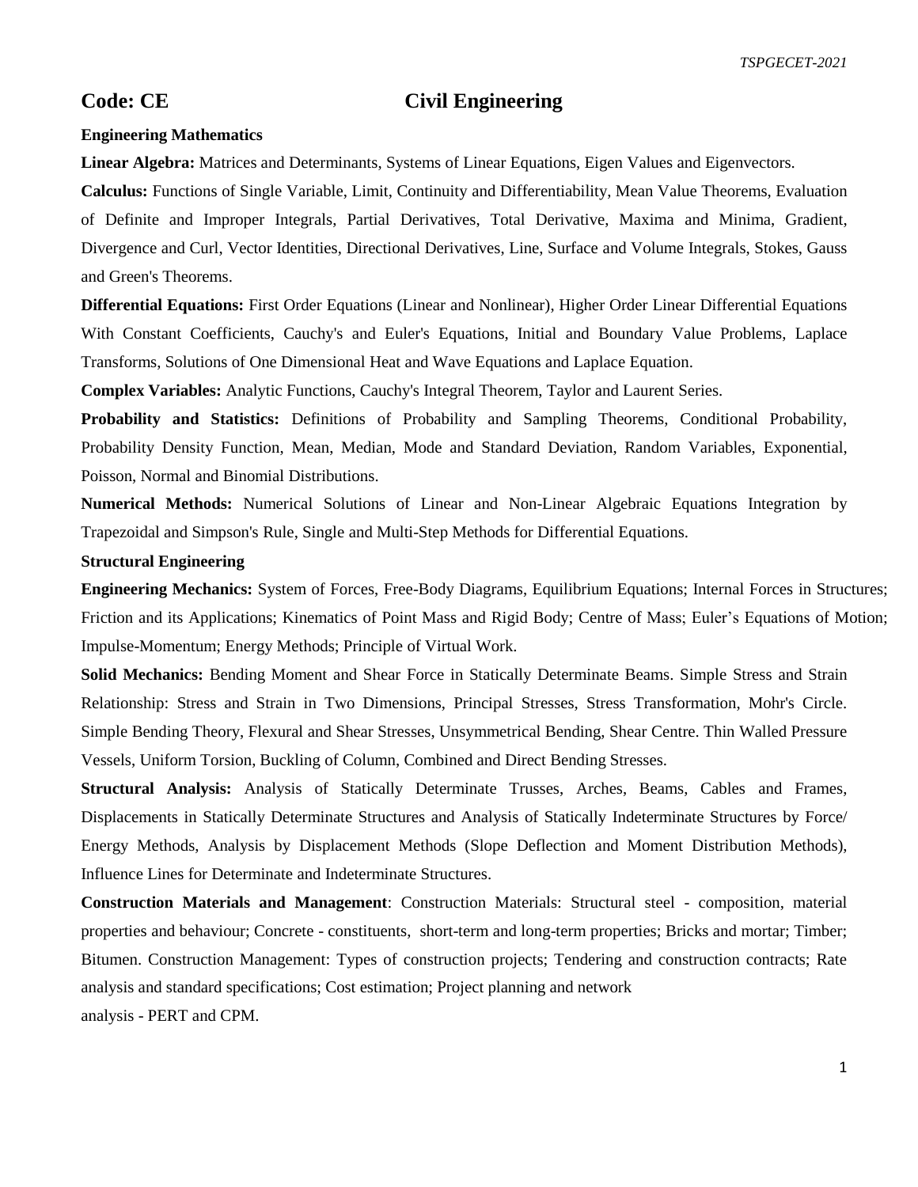# Code: CE Civil Engineering

### Engineering Mathematics

**Linear Algebra:** Matrices and Determinants, Systems of Linear Equations, Eigen Values and Eigenvectors.

**Calculus:** Functions of Single Variable, Limit, Continuity and Differentiability, Mean Value Theorems, Evaluation of Definite and Improper Integrals, Partial Derivatives, Total Derivative, Maxima and Minima, Gradient, Divergence and Curl, Vector Identities, Directional Derivatives, Line, Surface and Volume Integrals, Stokes, Gauss and Green's Theorems.

**Differential Equations:** First Order Equations (Linear and Nonlinear), Higher Order Linear Differential Equations With Constant Coefficients, Cauchy's and Euler's Equations, Initial and Boundary Value Problems, Laplace Transforms, Solutions of One Dimensional Heat and Wave Equations and Laplace Equation.

**Complex Variables:** Analytic Functions, Cauchy's Integral Theorem, Taylor and Laurent Series.

**Probability and Statistics:** Definitions of Probability and Sampling Theorems, Conditional Probability, Probability Density Function, Mean, Median, Mode and Standard Deviation, Random Variables, Exponential, Poisson, Normal and Binomial Distributions.

**Numerical Methods:** Numerical Solutions of Linear and Non-Linear Algebraic Equations Integration by Trapezoidal and Simpson's Rule, Single and Multi-Step Methods for Differential Equations.

### Structural Engineering

**Engineering Mechanics:** System of Forces, Free-Body Diagrams, Equilibrium Equations; Internal Forces in Structures; Friction and its Applications; Kinematics of Point Mass and Rigid Body; Centre of Mass; Euler's Equations of Motion; Impulse-Momentum; Energy Methods; Principle of Virtual Work.

**Solid Mechanics:** Bending Moment and Shear Force in Statically Determinate Beams. Simple Stress and Strain Relationship: Stress and Strain in Two Dimensions, Principal Stresses, Stress Transformation, Mohr's Circle. Simple Bending Theory, Flexural and Shear Stresses, Unsymmetrical Bending, Shear Centre. Thin Walled Pressure Vessels, Uniform Torsion, Buckling of Column, Combined and Direct Bending Stresses.

**Structural Analysis:** Analysis of Statically Determinate Trusses, Arches, Beams, Cables and Frames, Displacements in Statically Determinate Structures and Analysis of Statically Indeterminate Structures by Force/ Energy Methods, Analysis by Displacement Methods (Slope Deflection and Moment Distribution Methods), Influence Lines for Determinate and Indeterminate Structures.

**Construction Materials and Management**: Construction Materials: Structural steel - composition, material properties and behaviour; Concrete - constituents, short-term and long-term properties; Bricks and mortar; Timber; Bitumen. Construction Management: Types of construction projects; Tendering and construction contracts; Rate analysis and standard specifications; Cost estimation; Project planning and network analysis - PERT and CPM.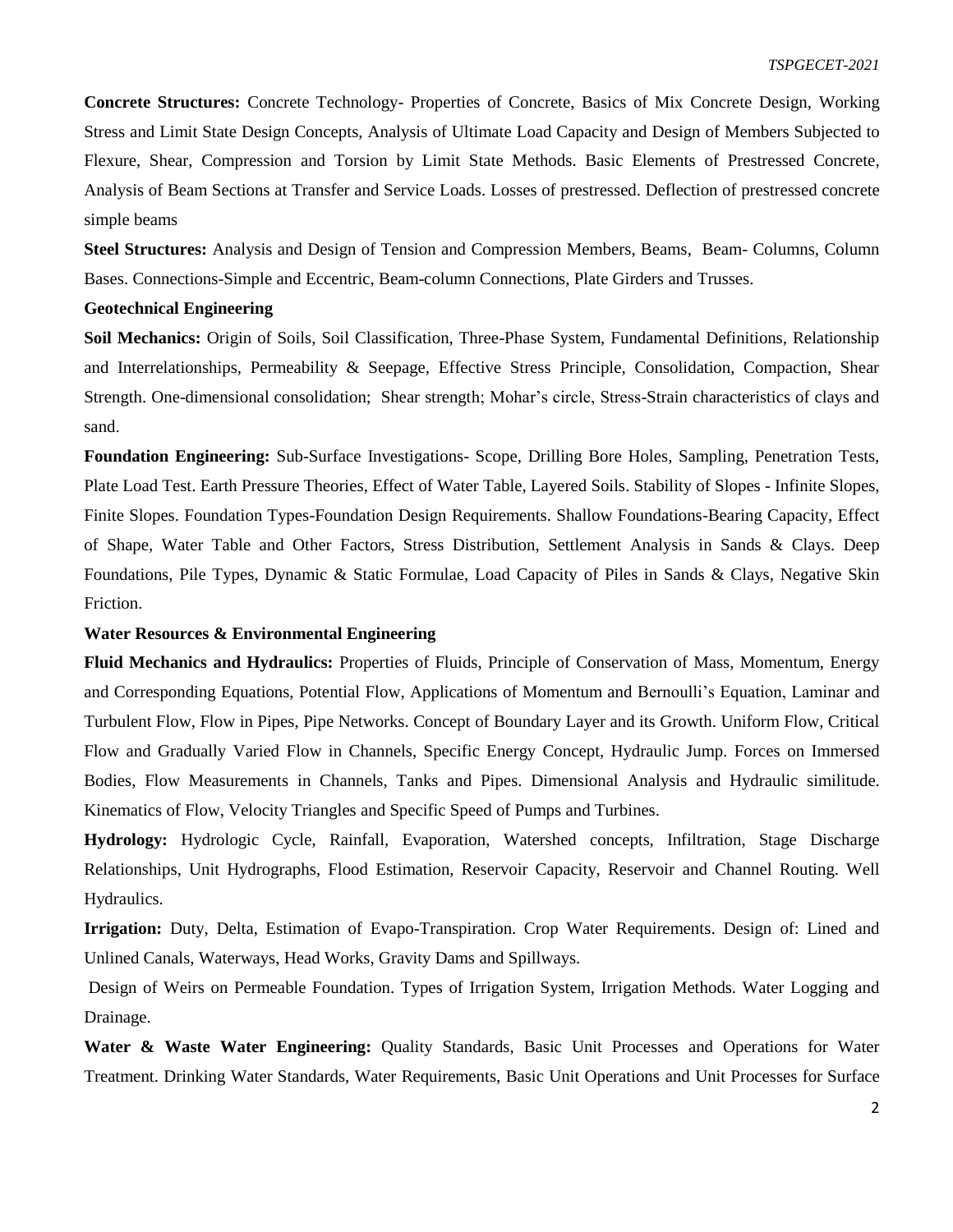**Concrete Structures:** Concrete Technology- Properties of Concrete, Basics of Mix Concrete Design, Working Stress and Limit State Design Concepts, Analysis of Ultimate Load Capacity and Design of Members Subjected to Flexure, Shear, Compression and Torsion by Limit State Methods. Basic Elements of Prestressed Concrete, Analysis of Beam Sections at Transfer and Service Loads. Losses of prestressed. Deflection of prestressed concrete simple beams

**Steel Structures:** Analysis and Design of Tension and Compression Members, Beams, Beam- Columns, Column Bases. Connections-Simple and Eccentric, Beam-column Connections, Plate Girders and Trusses.

**Geotechnical Engineering**

**Soil Mechanics:** Origin of Soils, Soil Classification, Three-Phase System, Fundamental Definitions, Relationship and Interrelationships, Permeability & Seepage, Effective Stress Principle, Consolidation, Compaction, Shear Strength. One-dimensional consolidation; Shear strength; Mohar's circle, Stress-Strain characteristics of clays and sand.

**Foundation Engineering:** Sub-Surface Investigations- Scope, Drilling Bore Holes, Sampling, Penetration Tests, Plate Load Test. Earth Pressure Theories, Effect of Water Table, Layered Soils. Stability of Slopes - Infinite Slopes, Finite Slopes. Foundation Types-Foundation Design Requirements. Shallow Foundations-Bearing Capacity, Effect of Shape, Water Table and Other Factors, Stress Distribution, Settlement Analysis in Sands & Clays. Deep Foundations, Pile Types, Dynamic & Static Formulae, Load Capacity of Piles in Sands & Clays, Negative Skin Friction.

**Water Resources & Environmental Engineering**

**Fluid Mechanics and Hydraulics:** Properties of Fluids, Principle of Conservation of Mass, Momentum, Energy and Corresponding Equations, Potential Flow, Applications of Momentum and Bernoulli's Equation, Laminar and Turbulent Flow, Flow in Pipes, Pipe Networks. Concept of Boundary Layer and its Growth. Uniform Flow, Critical Flow and Gradually Varied Flow in Channels, Specific Energy Concept, Hydraulic Jump. Forces on Immersed Bodies, Flow Measurements in Channels, Tanks and Pipes. Dimensional Analysis and Hydraulic similitude. Kinematics of Flow, Velocity Triangles and Specific Speed of Pumps and Turbines.

**Hydrology:** Hydrologic Cycle, Rainfall, Evaporation, Watershed concepts, Infiltration, Stage Discharge Relationships, Unit Hydrographs, Flood Estimation, Reservoir Capacity, Reservoir and Channel Routing. Well Hydraulics.

**Irrigation:** Duty, Delta, Estimation of Evapo-Transpiration. Crop Water Requirements. Design of: Lined and Unlined Canals, Waterways, Head Works, Gravity Dams and Spillways.

Design of Weirs on Permeable Foundation. Types of Irrigation System, Irrigation Methods. Water Logging and Drainage.

**Water & Waste Water Engineering:** Quality Standards, Basic Unit Processes and Operations for Water Treatment. Drinking Water Standards, Water Requirements, Basic Unit Operations and Unit Processes for Surface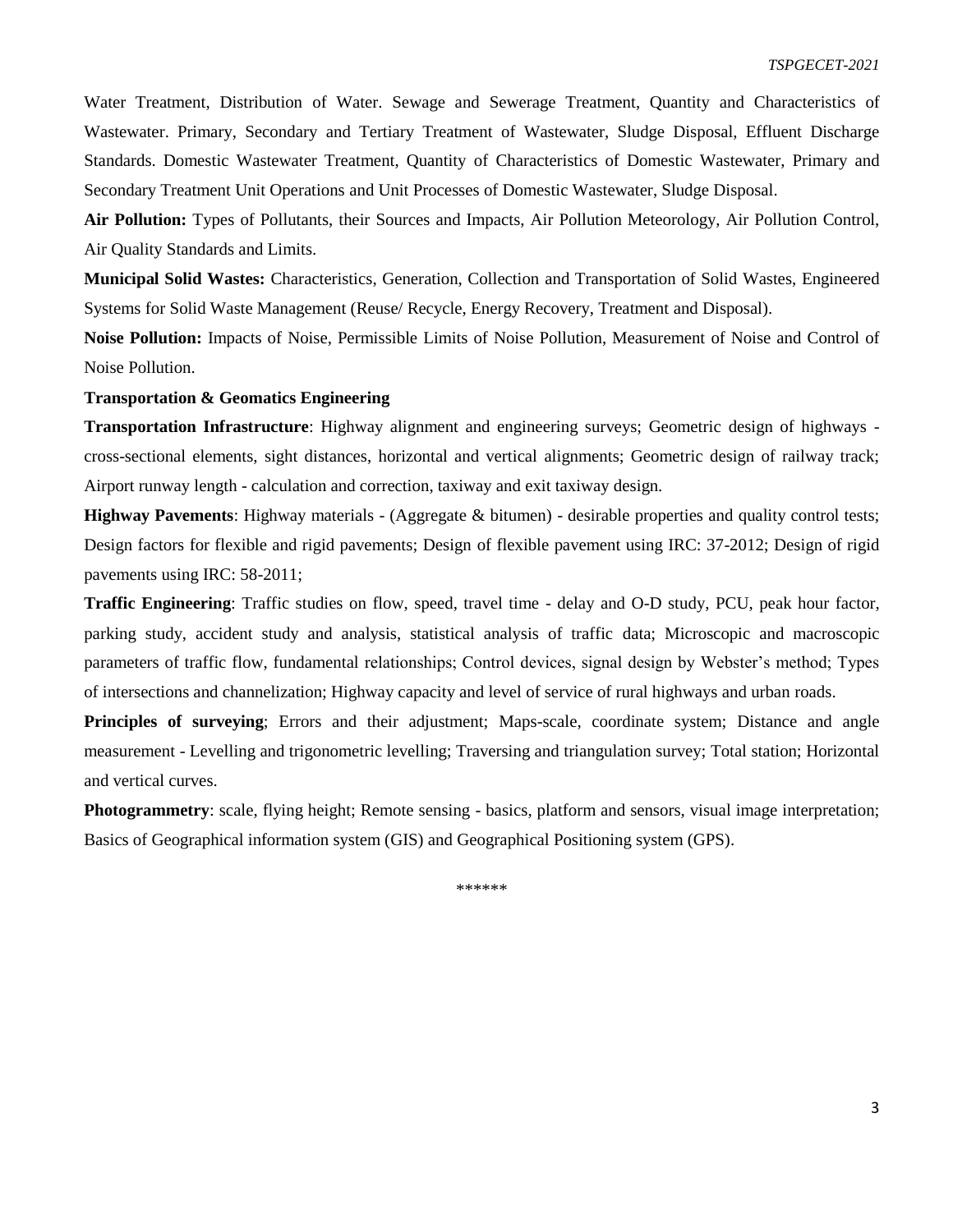Water Treatment, Distribution of Water. Sewage and Sewerage Treatment, Quantity and Characteristics of Wastewater. Primary, Secondary and Tertiary Treatment of Wastewater, Sludge Disposal, Effluent Discharge Standards. Domestic Wastewater Treatment, Quantity of Characteristics of Domestic Wastewater, Primary and Secondary Treatment Unit Operations and Unit Processes of Domestic Wastewater, Sludge Disposal.

**Air Pollution:** Types of Pollutants, their Sources and Impacts, Air Pollution Meteorology, Air Pollution Control, Air Quality Standards and Limits.

**Municipal Solid Wastes:** Characteristics, Generation, Collection and Transportation of Solid Wastes, Engineered Systems for Solid Waste Management (Reuse/ Recycle, Energy Recovery, Treatment and Disposal).

**Noise Pollution:** Impacts of Noise, Permissible Limits of Noise Pollution, Measurement of Noise and Control of Noise Pollution.

**Transportation & Geomatics Engineering**

**Transportation Infrastructure**: Highway alignment and engineering surveys; Geometric design of highways - cross-sectional elements, sight distances, horizontal and vertical alignments; Geometric design of railway track; Airport runway length - calculation and correction, taxiway and exit taxiway design.

**Highway Pavements**: Highway materials - (Aggregate & bitumen) - desirable properties and quality control tests; Design factors for flexible and rigid pavements; Design of flexible pavement using IRC: 37-2012; Design of rigid pavements using IRC: 58-2011;

**Traffic Engineering**: Traffic studies on flow, speed, travel time - delay and O-D study, PCU, peak hour factor, parking study, accident study and analysis, statistical analysis of traffic data; Microscopic and macroscopic parameters of traffic flow, fundamental relationships; Control devices, signal design by Webster's method; Types of intersections and channelization; Highway capacity and level of service of rural highways and urban roads.

**Principles of surveying**; Errors and their adjustment; Maps-scale, coordinate system; Distance and angle measurement - Levelling and trigonometric levelling; Traversing and triangulation survey; Total station; Horizontal and vertical curves.

**Photogrammetry**: scale, flying height; Remote sensing - basics, platform and sensors, visual image interpretation; Basics of Geographical information system (GIS) and Geographical Positioning system (GPS).

******